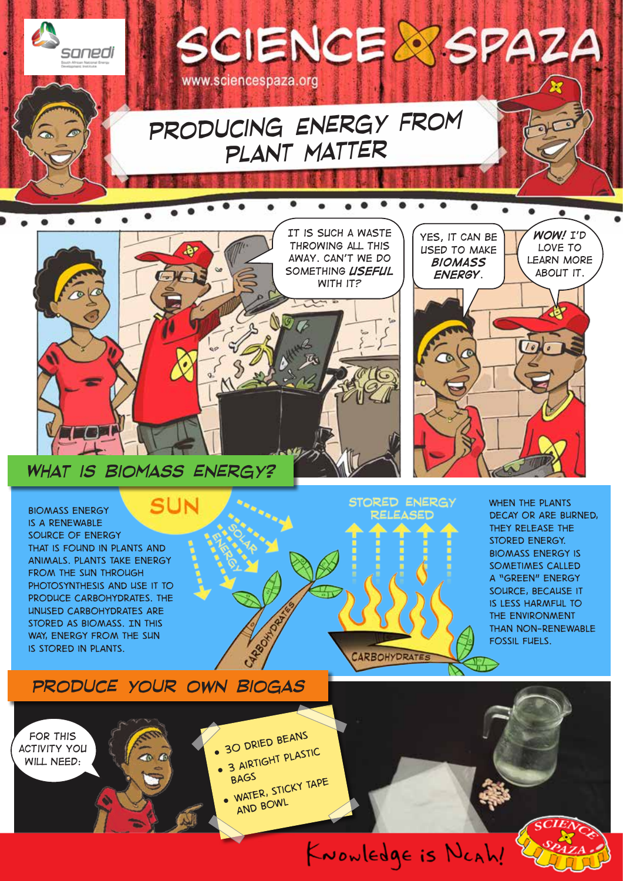# Producing Energy from Plant Matter

IT IS SUCH A WASTE THROWING ALL THIS AWAY. CAN'T WE DO SOMETHING *USEFUL* WITH IT?

YES, IT CAN BE USED TO MAKE ***BIOMASS ENERGY***.

***WOW!*** I'D LOVE TO LEARN MORE ABOUT IT.

## What is Biomass Energy?

Biomass energy is a renewable source of energy that is found in plants and animals. Plants take energy from the sun through photosynthesis and use it to produce carbohydrates. The unused carbohydrates are stored as biomass. In this way, energy from the sun is stored in plants.

SUN

SOLAR ENERGY

CARBOHYDRATES

STORED ENERGY RELEASED

CARBOHYDRATES

When the plants decay or are burned, they release the stored energy. Biomass energy is sometimes called a "green" energy source, because it is less harmful to the environment than non-renewable fossil fuels.

## Produce Your Own Biogas

FOR THIS ACTIVITY YOU WILL NEED:

- 30 dried beans
- 3 airtight plastic bags
- Water, sticky tape and bowl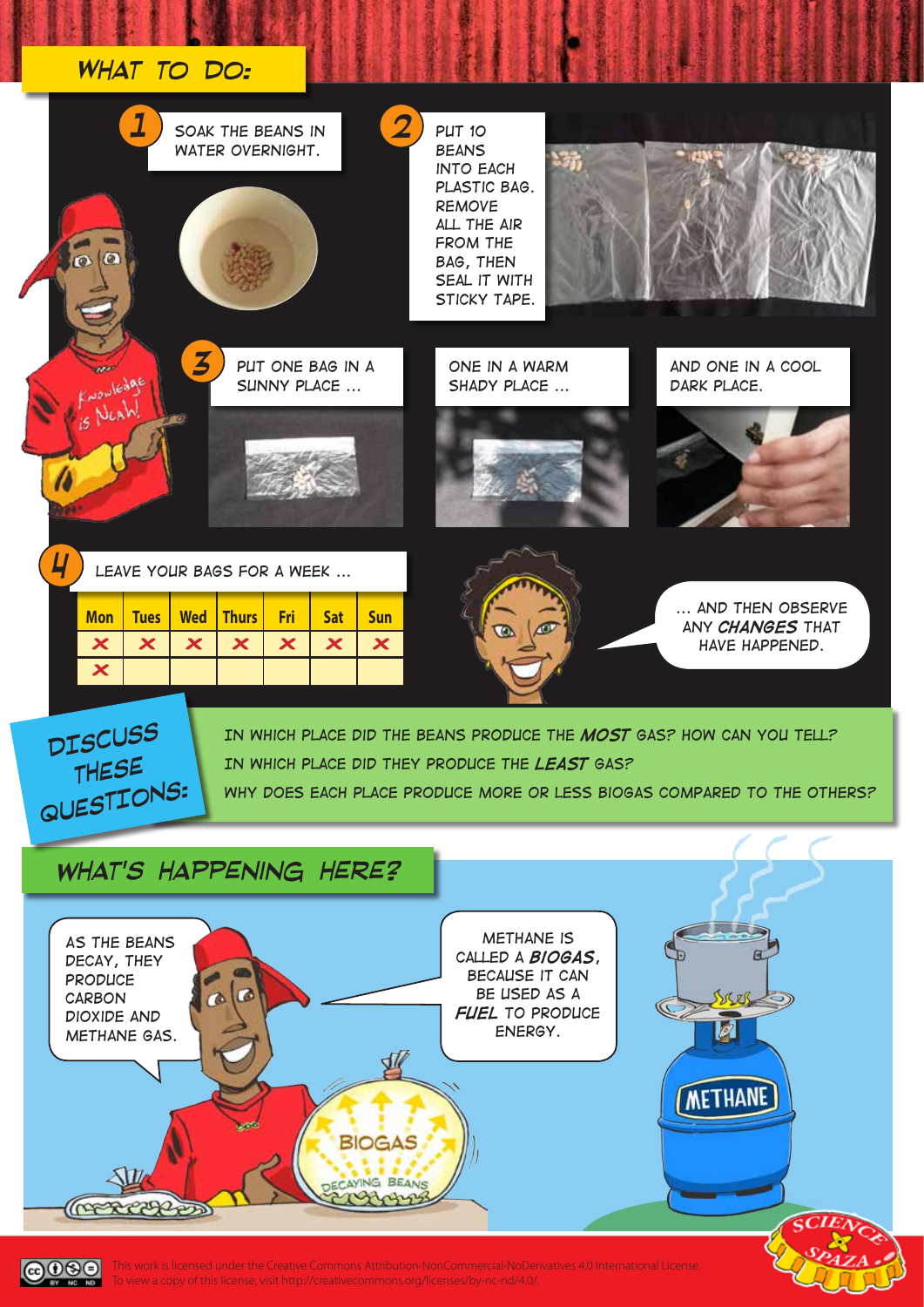## WHAT TO DO:

1. SOAK THE BEANS IN WATER OVERNIGHT.

2. PUT 10 BEANS INTO EACH PLASTIC BAG. REMOVE ALL THE AIR FROM THE BAG, THEN SEAL IT WITH STICKY TAPE.

3. PUT ONE BAG IN A SUNNY PLACE ...

ONE IN A WARM SHADY PLACE ...

AND ONE IN A COOL DARK PLACE.

4. LEAVE YOUR BAGS FOR A WEEK ...

| Mon | Tues | Wed | Thurs | Fri | Sat | Sun |
|---|---|---|---|---|---|---|
| × | × | × | × | × | × | × |
| × | | | | | | |

... AND THEN OBSERVE ANY ***CHANGES*** THAT HAVE HAPPENED.

## DISCUSS THESE QUESTIONS:

IN WHICH PLACE DID THE BEANS PRODUCE THE ***MOST*** GAS? HOW CAN YOU TELL?

IN WHICH PLACE DID THEY PRODUCE THE ***LEAST*** GAS?

WHY DOES EACH PLACE PRODUCE MORE OR LESS BIOGAS COMPARED TO THE OTHERS?

## WHAT'S HAPPENING HERE?

AS THE BEANS DECAY, THEY PRODUCE CARBON DIOXIDE AND METHANE GAS.

METHANE IS CALLED A ***BIOGAS***, BECAUSE IT CAN BE USED AS A ***FUEL*** TO PRODUCE ENERGY.

This work is licensed under the Creative Commons Attribution-NonCommercial-NoDerivatives 4.0 International License. To view a copy of this license, visit http://creativecommons.org/licenses/by-nc-nd/4.0/.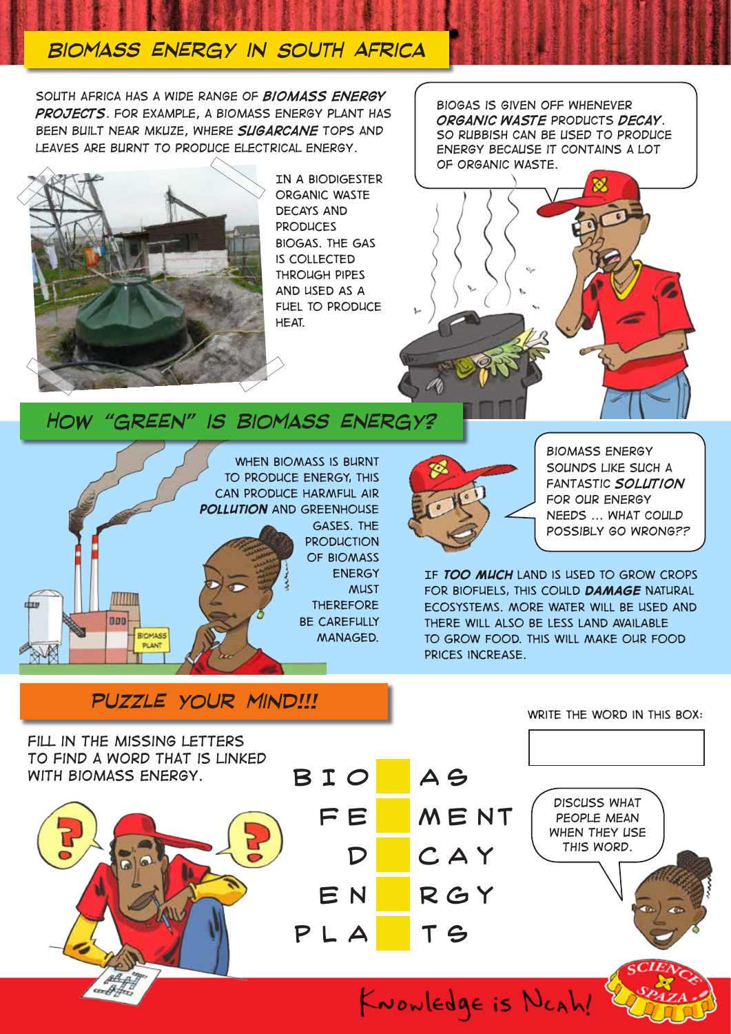# BIOMASS ENERGY IN SOUTH AFRICA

SOUTH AFRICA HAS A WIDE RANGE OF ***BIOMASS ENERGY PROJECTS***. FOR EXAMPLE, A BIOMASS ENERGY PLANT HAS BEEN BUILT NEAR MKUZE, WHERE ***SUGARCANE*** TOPS AND LEAVES ARE BURNT TO PRODUCE ELECTRICAL ENERGY.

IN A BIODIGESTER ORGANIC WASTE DECAYS AND PRODUCES BIOGAS. THE GAS IS COLLECTED THROUGH PIPES AND USED AS A FUEL TO PRODUCE HEAT.

BIOGAS IS GIVEN OFF WHENEVER ***ORGANIC WASTE*** PRODUCTS ***DECAY***. SO RUBBISH CAN BE USED TO PRODUCE ENERGY BECAUSE IT CONTAINS A LOT OF ORGANIC WASTE.

## HOW "GREEN" IS BIOMASS ENERGY?

WHEN BIOMASS IS BURNT TO PRODUCE ENERGY, THIS CAN PRODUCE HARMFUL AIR ***POLLUTION*** AND GREENHOUSE GASES. THE PRODUCTION OF BIOMASS ENERGY MUST THEREFORE BE CAREFULLY MANAGED.

BIOMASS ENERGY SOUNDS LIKE SUCH A FANTASTIC ***SOLUTION*** FOR OUR ENERGY NEEDS ... WHAT COULD POSSIBLY GO WRONG??

IF ***TOO MUCH*** LAND IS USED TO GROW CROPS FOR BIOFUELS, THIS COULD ***DAMAGE*** NATURAL ECOSYSTEMS. MORE WATER WILL BE USED AND THERE WILL ALSO BE LESS LAND AVAILABLE TO GROW FOOD. THIS WILL MAKE OUR FOOD PRICES INCREASE.

## PUZZLE YOUR MIND!!!

FILL IN THE MISSING LETTERS TO FIND A WORD THAT IS LINKED WITH BIOMASS ENERGY.

BIO _ AS
FE _ MENT
D _ CAY
EN _ RGY
PLA _ TS

WRITE THE WORD IN THIS BOX:

DISCUSS WHAT PEOPLE MEAN WHEN THEY USE THIS WORD.

Knowledge is Ncah!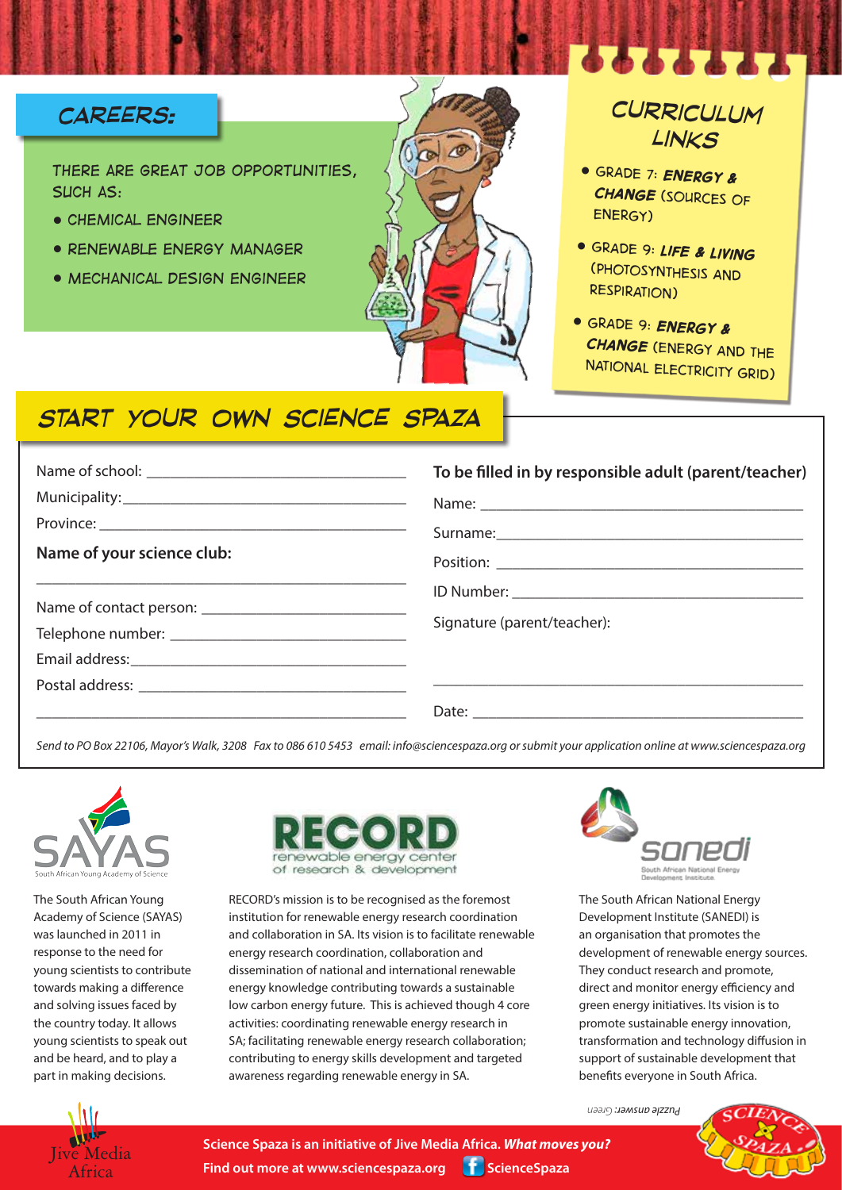## CAREERS:

THERE ARE GREAT JOB OPPORTUNITIES, SUCH AS:

- CHEMICAL ENGINEER
- RENEWABLE ENERGY MANAGER
- MECHANICAL DESIGN ENGINEER

## CURRICULUM LINKS

- GRADE 7: ***ENERGY & CHANGE*** (SOURCES OF ENERGY)
- GRADE 9: ***LIFE & LIVING*** (PHOTOSYNTHESIS AND RESPIRATION)
- GRADE 9: ***ENERGY & CHANGE*** (ENERGY AND THE NATIONAL ELECTRICITY GRID)

## START YOUR OWN SCIENCE SPAZA

Name of school: ______________________________

Municipality: ______________________________

Province: ______________________________

**Name of your science club:**

______________________________

Name of contact person: ______________________________

Telephone number: ______________________________

Email address: ______________________________

Postal address: ______________________________

______________________________

**To be filled in by responsible adult (parent/teacher)**

Name: ______________________________

Surname: ______________________________

Position: ______________________________

ID Number: ______________________________

Signature (parent/teacher):

______________________________

Date: ______________________________

*Send to PO Box 22106, Mayor's Walk, 3208 Fax to 086 610 5453 email: info@sciencespaza.org or submit your application online at www.sciencespaza.org*

SAYAS
South African Young Academy of Science

The South African Young Academy of Science (SAYAS) was launched in 2011 in response to the need for young scientists to contribute towards making a difference and solving issues faced by the country today. It allows young scientists to speak out and be heard, and to play a part in making decisions.

RECORD
renewable energy center of research & development

RECORD's mission is to be recognised as the foremost institution for renewable energy research coordination and collaboration in SA. Its vision is to facilitate renewable energy research coordination, collaboration and dissemination of national and international renewable energy knowledge contributing towards a sustainable low carbon energy future. This is achieved though 4 core activities: coordinating renewable energy research in SA; facilitating renewable energy research collaboration; contributing to energy skills development and targeted awareness regarding renewable energy in SA.

sanedi
South African National Energy Development Institute

The South African National Energy Development Institute (SANEDI) is an organisation that promotes the development of renewable energy sources. They conduct research and promote, direct and monitor energy efficiency and green energy initiatives. Its vision is to promote sustainable energy innovation, transformation and technology diffusion in support of sustainable development that benefits everyone in South Africa.

*Puzzle answer: Green*

Jive Media Africa

**Science Spaza is an initiative of Jive Media Africa. *What moves you?***

**Find out more at www.sciencespaza.org ScienceSpaza**